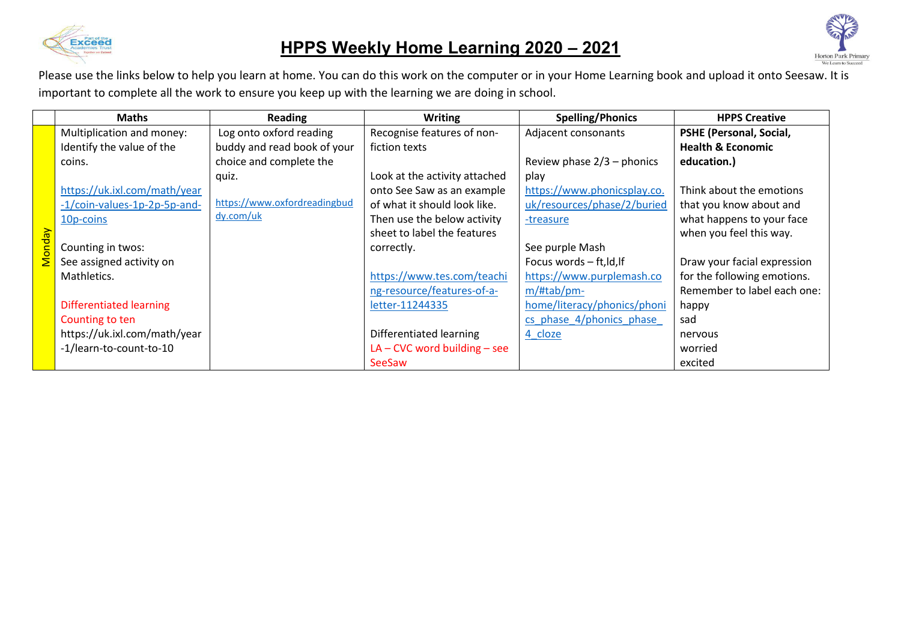# HPPS Weekly Home Learning 2020 – 2021

Please use the links below to help you learn at home. You can do this work on the computer or in your Home Learning book and upload it onto Seesaw. It is important to complete all the work to ensure you keep up with the learning we are doing in school.

| | Maths | Reading | Writing | Spelling/Phonics | HPPS Creative |
|---|---|---|---|---|---|
| Monday | Multiplication and money: Identify the value of the coins.<br><br>https://uk.ixl.com/math/year-1/coin-values-1p-2p-5p-and-10p-coins<br><br>Counting in twos: See assigned activity on Mathletics.<br><br>Differentiated learning Counting to ten https://uk.ixl.com/math/year-1/learn-to-count-to-10 | Log onto oxford reading buddy and read book of your choice and complete the quiz.<br><br>https://www.oxfordreadingbuddy.com/uk | Recognise features of non-fiction texts<br><br>Look at the activity attached onto See Saw as an example of what it should look like. Then use the below activity sheet to label the features correctly.<br><br>https://www.tes.com/teaching-resource/features-of-a-letter-11244335<br><br>Differentiated learning<br>LA – CVC word building – see SeeSaw | Adjacent consonants<br><br>Review phase 2/3 – phonics play<br>https://www.phonicsplay.co.uk/resources/phase/2/buried-treasure<br><br>See purple Mash<br>Focus words – ft,ld,lf<br>https://www.purplemash.com/#tab/pm-home/literacy/phonics/phonics_phase_4/phonics_phase_4_cloze | **PSHE (Personal, Social, Health & Economic education.)**<br><br>Think about the emotions that you know about and what happens to your face when you feel this way.<br><br>Draw your facial expression for the following emotions. Remember to label each one:<br>happy<br>sad<br>nervous<br>worried<br>excited |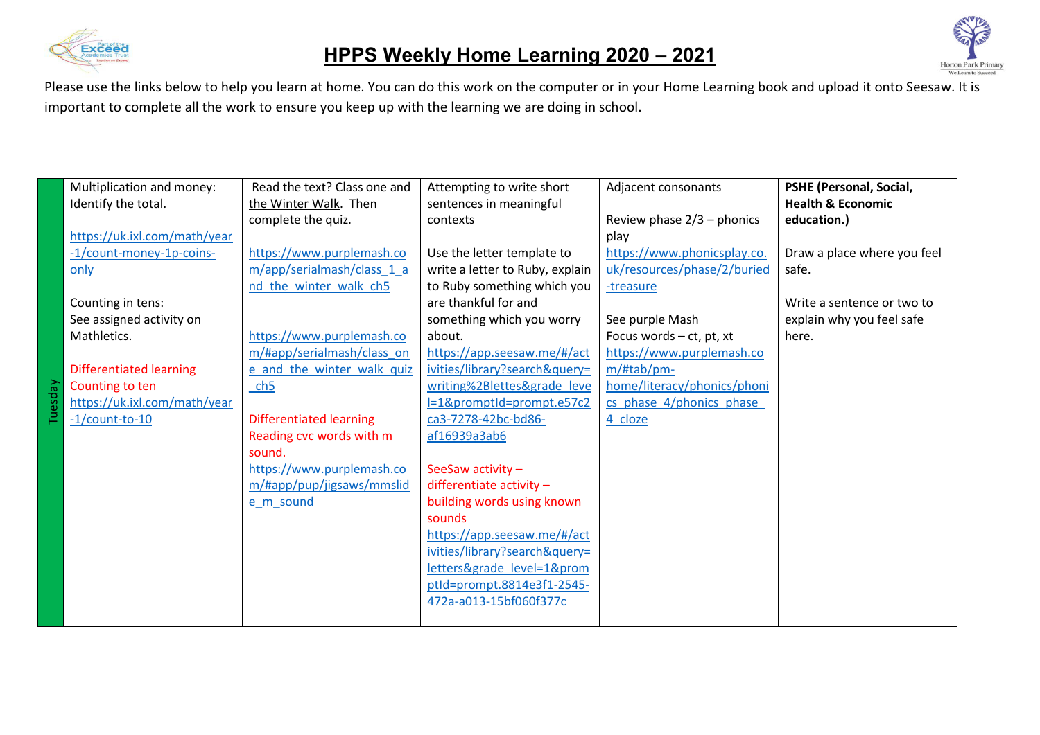# HPPS Weekly Home Learning 2020 – 2021

Please use the links below to help you learn at home. You can do this work on the computer or in your Home Learning book and upload it onto Seesaw. It is important to complete all the work to ensure you keep up with the learning we are doing in school.

| | | | | | |
|---|---|---|---|---|---|
| Tuesday | Multiplication and money: Identify the total.<br><br>https://uk.ixl.com/math/year-1/count-money-1p-coins-only<br><br>Counting in tens: See assigned activity on Mathletics.<br><br>Differentiated learning<br>Counting to ten<br>https://uk.ixl.com/math/year-1/count-to-10 | Read the text? Class one and the Winter Walk. Then complete the quiz.<br><br>https://www.purplemash.com/app/serialmash/class_1_and_the_winter_walk_ch5<br><br>https://www.purplemash.com/#app/serialmash/class_one_and_the_winter_walk_quiz_ch5<br><br>Differentiated learning<br>Reading cvc words with m sound.<br>https://www.purplemash.com/#app/pup/jigsaws/mmslide_m_sound | Attempting to write short sentences in meaningful contexts<br><br>Use the letter template to write a letter to Ruby, explain to Ruby something which you are thankful for and something which you worry about.<br>https://app.seesaw.me/#/activities/library?search&query=writing%2Blettes&grade_level=1&promptId=prompt.e57c2ca3-7278-42bc-bd86-af16939a3ab6<br><br>SeeSaw activity – differentiate activity – building words using known sounds<br>https://app.seesaw.me/#/activities/library?search&query=letters&grade_level=1&promptId=prompt.8814e3f1-2545-472a-a013-15bf060f377c | Adjacent consonants<br><br>Review phase 2/3 – phonics play<br>https://www.phonicsplay.co.uk/resources/phase/2/buried-treasure<br><br>See purple Mash<br>Focus words – ct, pt, xt<br>https://www.purplemash.com/#tab/pm-home/literacy/phonics/phonics_phase_4/phonics_phase_4_cloze | **PSHE (Personal, Social, Health & Economic education.)**<br><br>Draw a place where you feel safe.<br><br>Write a sentence or two to explain why you feel safe here. |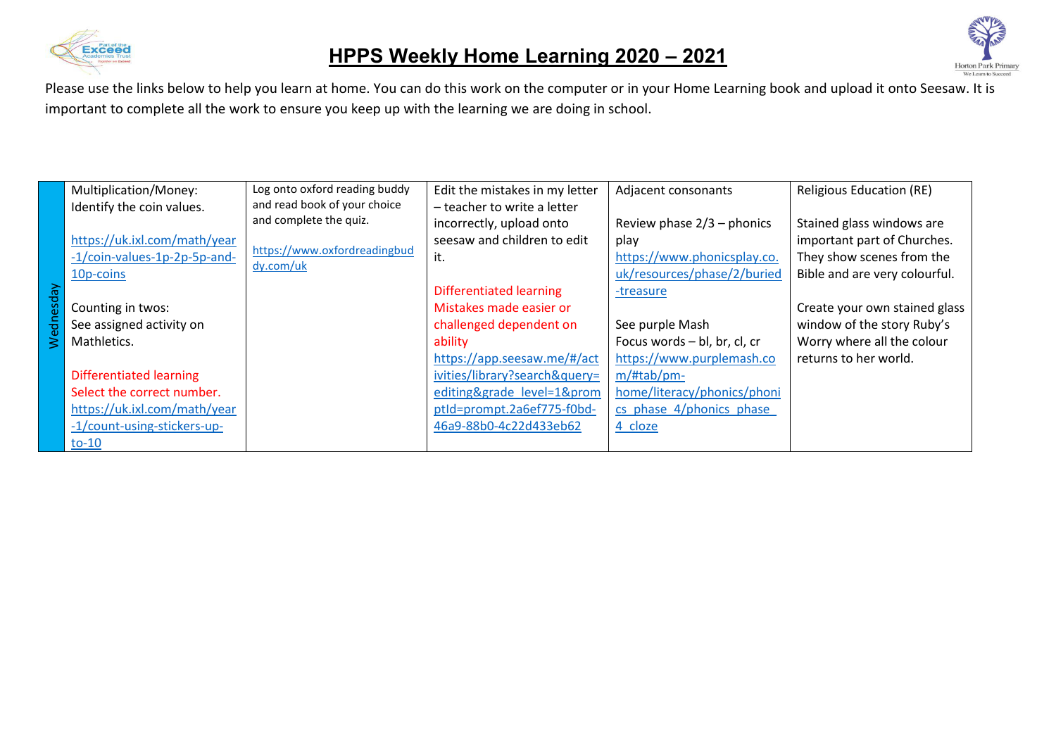# HPPS Weekly Home Learning 2020 – 2021

Please use the links below to help you learn at home. You can do this work on the computer or in your Home Learning book and upload it onto Seesaw. It is important to complete all the work to ensure you keep up with the learning we are doing in school.

| | | | | | |
|---|---|---|---|---|---|
| Wednesday | Multiplication/Money: Identify the coin values.<br><br>https://uk.ixl.com/math/year-1/coin-values-1p-2p-5p-and-10p-coins<br><br>Counting in twos: See assigned activity on Mathletics.<br><br>Differentiated learning<br>Select the correct number.<br>https://uk.ixl.com/math/year-1/count-using-stickers-up-to-10 | Log onto oxford reading buddy and read book of your choice and complete the quiz.<br><br>https://www.oxfordreadingbuddy.com/uk | Edit the mistakes in my letter – teacher to write a letter incorrectly, upload onto seesaw and children to edit it.<br><br>Differentiated learning<br>Mistakes made easier or challenged dependent on ability<br>https://app.seesaw.me/#/activities/library?search&query=editing&grade_level=1&promptId=prompt.2a6ef775-f0bd-46a9-88b0-4c22d433eb62 | Adjacent consonants<br><br>Review phase 2/3 – phonics play<br>https://www.phonicsplay.co.uk/resources/phase/2/buried-treasure<br><br>See purple Mash<br>Focus words – bl, br, cl, cr<br>https://www.purplemash.com/#tab/pm-home/literacy/phonics/phonics_phase_4/phonics_phase_4_cloze | Religious Education (RE)<br><br>Stained glass windows are important part of Churches. They show scenes from the Bible and are very colourful.<br><br>Create your own stained glass window of the story Ruby's Worry where all the colour returns to her world. |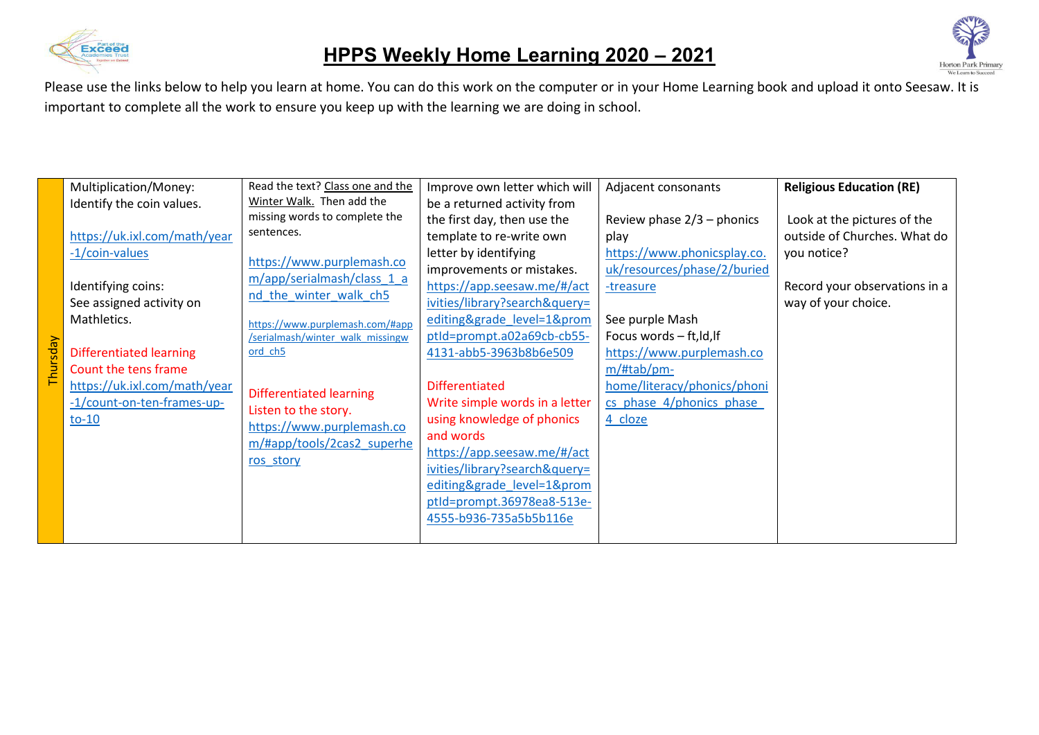# HPPS Weekly Home Learning 2020 – 2021

Please use the links below to help you learn at home. You can do this work on the computer or in your Home Learning book and upload it onto Seesaw. It is important to complete all the work to ensure you keep up with the learning we are doing in school.

| | | | | | |
|---|---|---|---|---|---|
| Thursday | Multiplication/Money: Identify the coin values.<br><br>https://uk.ixl.com/math/year-1/coin-values<br><br>Identifying coins: See assigned activity on Mathletics.<br><br>Differentiated learning<br>Count the tens frame<br>https://uk.ixl.com/math/year-1/count-on-ten-frames-up-to-10 | Read the text? Class one and the Winter Walk. Then add the missing words to complete the sentences.<br><br>https://www.purplemash.com/app/serialmash/class_1_and_the_winter_walk_ch5<br><br>https://www.purplemash.com/#app/serialmash/winter_walk_missingword_ch5<br><br>Differentiated learning<br>Listen to the story.<br>https://www.purplemash.com/#app/tools/2cas2_superheros_story | Improve own letter which will be a returned activity from the first day, then use the template to re-write own letter by identifying improvements or mistakes.<br>https://app.seesaw.me/#/activities/library?search&query=editing&grade_level=1&promptId=prompt.a02a69cb-cb55-4131-abb5-3963b8b6e509<br><br>Differentiated<br>Write simple words in a letter using knowledge of phonics and words<br>https://app.seesaw.me/#/activities/library?search&query=editing&grade_level=1&promptId=prompt.36978ea8-513e-4555-b936-735a5b5b116e | Adjacent consonants<br><br>Review phase 2/3 – phonics play<br>https://www.phonicsplay.co.uk/resources/phase/2/buried-treasure<br><br>See purple Mash<br>Focus words – ft,ld,lf<br>https://www.purplemash.com/#tab/pm-home/literacy/phonics/phonics_phase_4/phonics_phase_4_cloze | **Religious Education (RE)**<br><br>Look at the pictures of the outside of Churches. What do you notice?<br><br>Record your observations in a way of your choice. |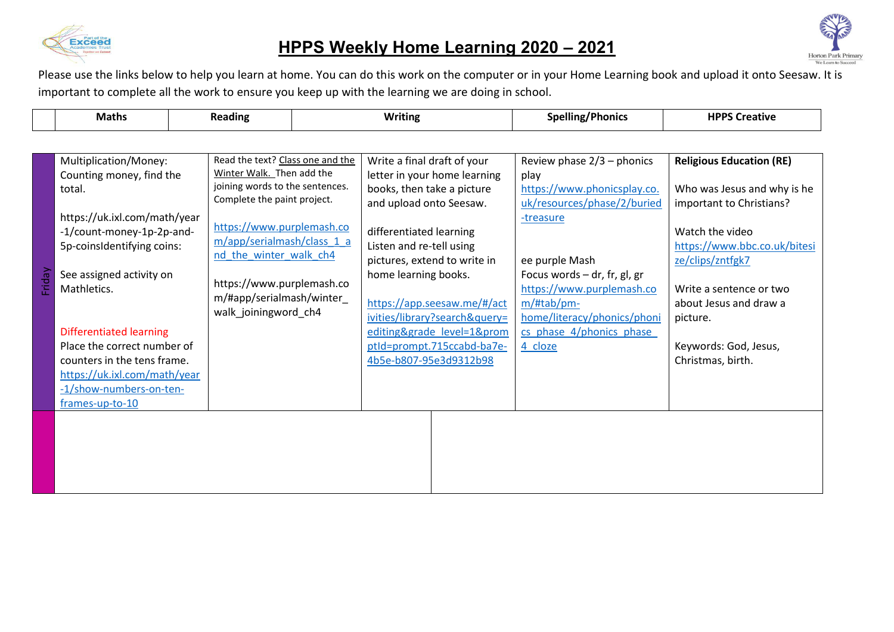# HPPS Weekly Home Learning 2020 – 2021

Please use the links below to help you learn at home. You can do this work on the computer or in your Home Learning book and upload it onto Seesaw. It is important to complete all the work to ensure you keep up with the learning we are doing in school.

| | Maths | Reading | Writing | Spelling/Phonics | HPPS Creative |
|---|---|---|---|---|---|
| Friday | Multiplication/Money: Counting money, find the total.<br><br>https://uk.ixl.com/math/year-1/count-money-1p-2p-and-5p-coinsIdentifying coins:<br><br>See assigned activity on Mathletics.<br><br>Differentiated learning<br>Place the correct number of counters in the tens frame.<br>https://uk.ixl.com/math/year-1/show-numbers-on-ten-frames-up-to-10 | Read the text? Class one and the Winter Walk. Then add the joining words to the sentences. Complete the paint project.<br><br>https://www.purplemash.com/app/serialmash/class_1_and_the_winter_walk_ch4<br><br>https://www.purplemash.com/#app/serialmash/winter_walk_joiningword_ch4 | Write a final draft of your letter in your home learning books, then take a picture and upload onto Seesaw.<br><br>differentiated learning<br>Listen and re-tell using pictures, extend to write in home learning books.<br><br>https://app.seesaw.me/#/activities/library?search&query=editing&grade_level=1&promptId=prompt.715ccabd-ba7e-4b5e-b807-95e3d9312b98 | Review phase 2/3 – phonics play<br>https://www.phonicsplay.co.uk/resources/phase/2/buried-treasure<br><br>ee purple Mash<br>Focus words – dr, fr, gl, gr<br>https://www.purplemash.com/#tab/pm-home/literacy/phonics/phonics_phase_4/phonics_phase_4_cloze | **Religious Education (RE)**<br><br>Who was Jesus and why is he important to Christians?<br><br>Watch the video<br>https://www.bbc.co.uk/bitesize/clips/zntfgk7<br><br>Write a sentence or two about Jesus and draw a picture.<br><br>Keywords: God, Jesus, Christmas, birth. |
| | | | | | |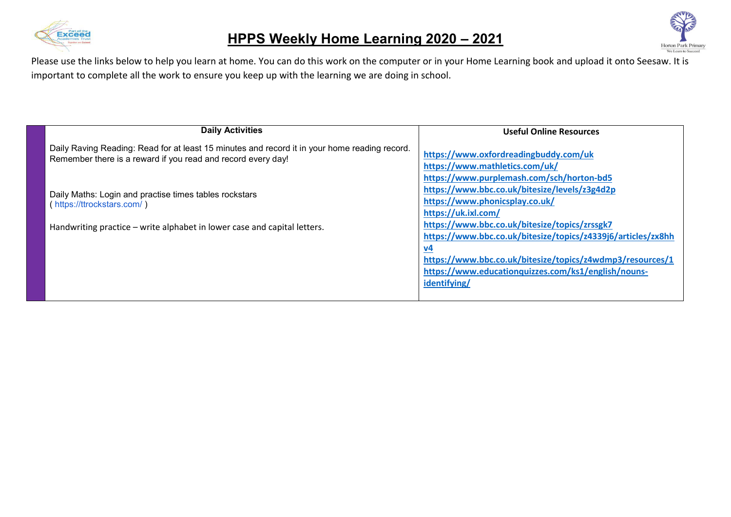# HPPS Weekly Home Learning 2020 – 2021

Please use the links below to help you learn at home. You can do this work on the computer or in your Home Learning book and upload it onto Seesaw. It is important to complete all the work to ensure you keep up with the learning we are doing in school.

| Daily Activities | Useful Online Resources |
|---|---|
| Daily Raving Reading: Read for at least 15 minutes and record it in your home reading record. Remember there is a reward if you read and record every day!<br><br>Daily Maths: Login and practise times tables rockstars ( https://ttrockstars.com/ )<br><br>Handwriting practice – write alphabet in lower case and capital letters. | https://www.oxfordreadingbuddy.com/uk<br>https://www.mathletics.com/uk/<br>https://www.purplemash.com/sch/horton-bd5<br>https://www.bbc.co.uk/bitesize/levels/z3g4d2p<br>https://www.phonicsplay.co.uk/<br>https://uk.ixl.com/<br>https://www.bbc.co.uk/bitesize/topics/zrssgk7<br>https://www.bbc.co.uk/bitesize/topics/z4339j6/articles/zx8hhv4<br>https://www.bbc.co.uk/bitesize/topics/z4wdmp3/resources/1<br>https://www.educationquizzes.com/ks1/english/nouns-identifying/ |